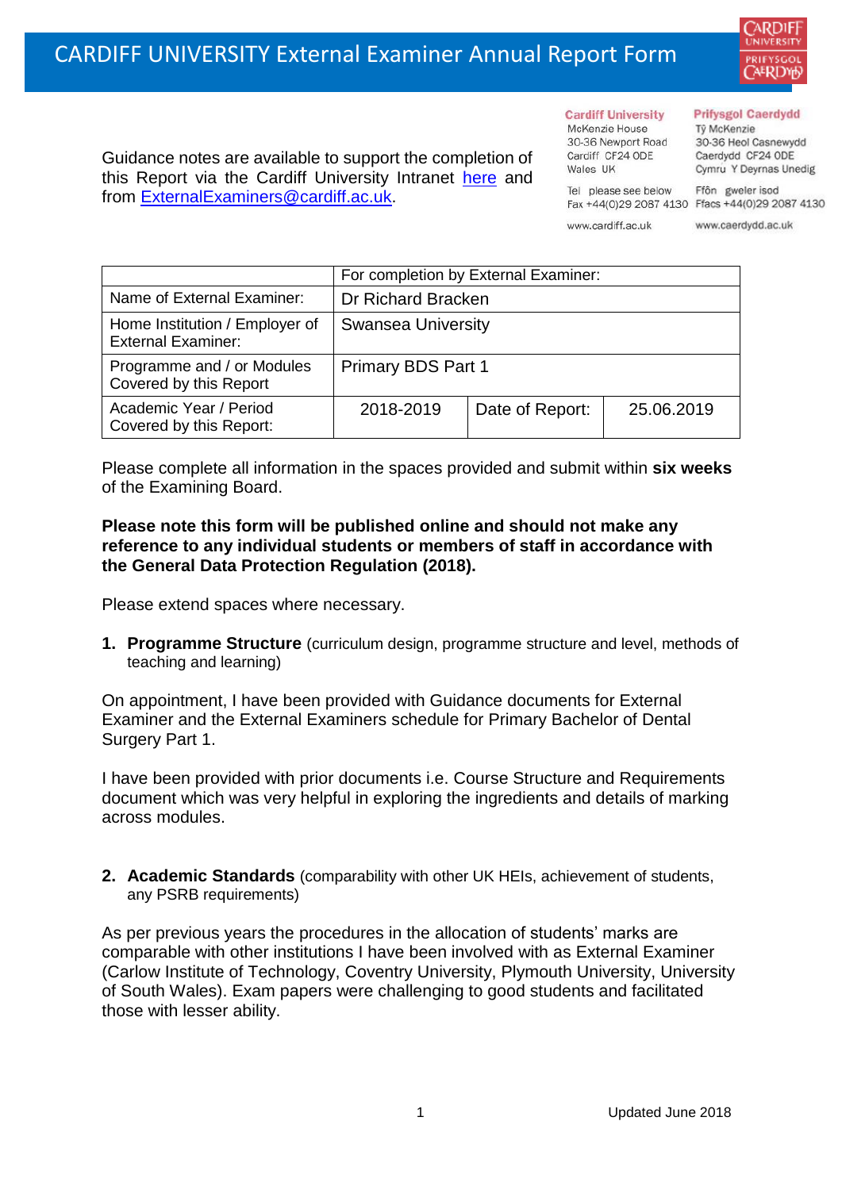# CARDIFF UNIVERSITY External Examiner Annual Report Form

Guidance notes are available to support the completion of this Report via the Cardiff University Intranet here and from ExternalExaminers@cardiff.ac.uk.

**Cardiff University**
McKenzie House
30-36 Newport Road
Cardiff CF24 0DE
Wales UK

Tel please see below
Fax +44(0)29 2087 4130

www.cardiff.ac.uk

**Prifysgol Caerdydd**
Tŷ McKenzie
30-36 Heol Casnewydd
Caerdydd CF24 0DE
Cymru Y Deyrnas Unedig

Ffôn gweler isod
Ffacs +44(0)29 2087 4130

www.caerdydd.ac.uk

| | For completion by External Examiner: | | |
|---|---|---|---|
| Name of External Examiner: | Dr Richard Bracken | | |
| Home Institution / Employer of External Examiner: | Swansea University | | |
| Programme and / or Modules Covered by this Report | Primary BDS Part 1 | | |
| Academic Year / Period Covered by this Report: | 2018-2019 | Date of Report: | 25.06.2019 |

Please complete all information in the spaces provided and submit within **six weeks** of the Examining Board.

**Please note this form will be published online and should not make any reference to any individual students or members of staff in accordance with the General Data Protection Regulation (2018).**

Please extend spaces where necessary.

1. **Programme Structure** (curriculum design, programme structure and level, methods of teaching and learning)

On appointment, I have been provided with Guidance documents for External Examiner and the External Examiners schedule for Primary Bachelor of Dental Surgery Part 1.

I have been provided with prior documents i.e. Course Structure and Requirements document which was very helpful in exploring the ingredients and details of marking across modules.

2. **Academic Standards** (comparability with other UK HEIs, achievement of students, any PSRB requirements)

As per previous years the procedures in the allocation of students' marks are comparable with other institutions I have been involved with as External Examiner (Carlow Institute of Technology, Coventry University, Plymouth University, University of South Wales). Exam papers were challenging to good students and facilitated those with lesser ability.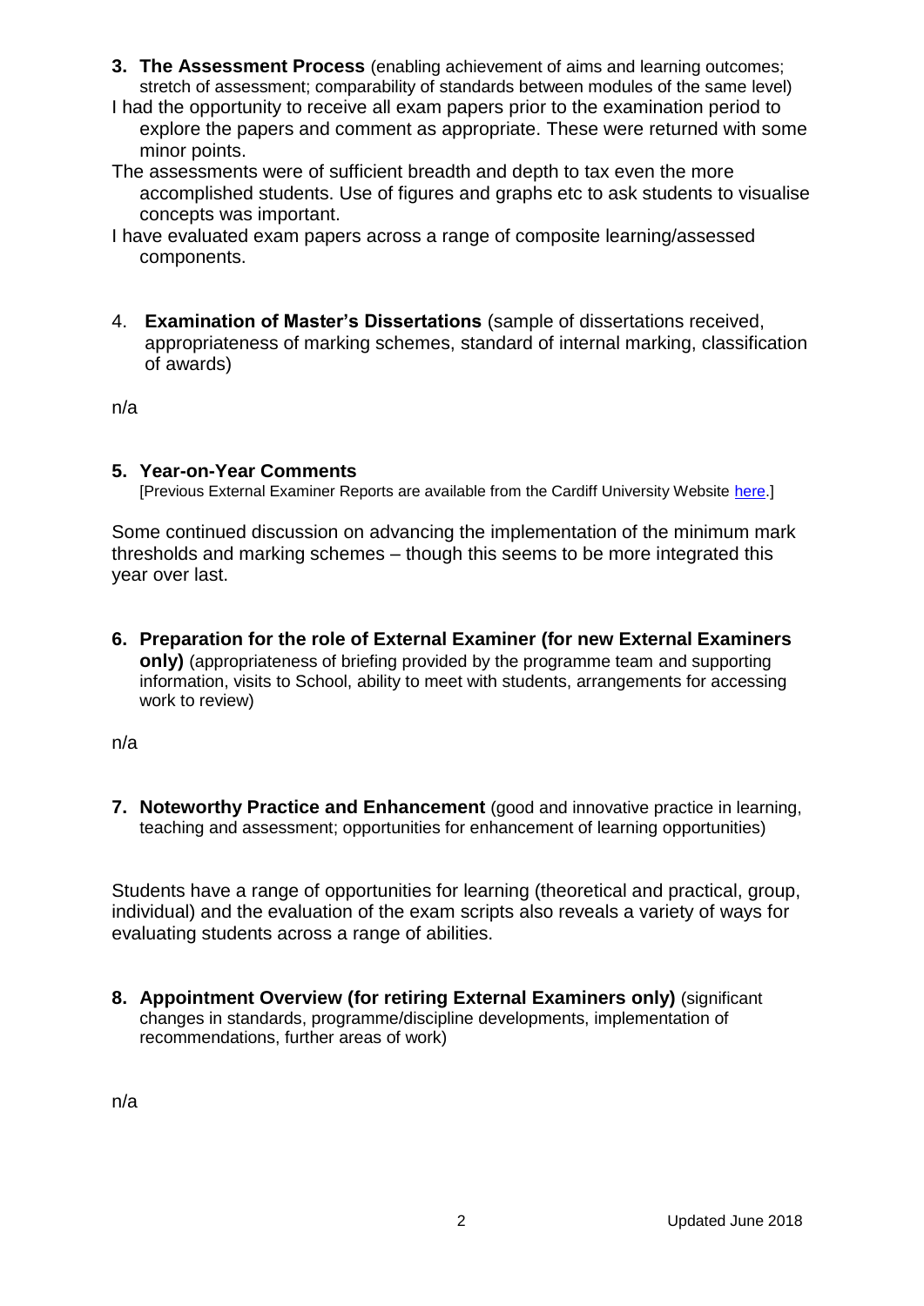**3. The Assessment Process** (enabling achievement of aims and learning outcomes; stretch of assessment; comparability of standards between modules of the same level)

I had the opportunity to receive all exam papers prior to the examination period to explore the papers and comment as appropriate. These were returned with some minor points.

The assessments were of sufficient breadth and depth to tax even the more accomplished students. Use of figures and graphs etc to ask students to visualise concepts was important.

I have evaluated exam papers across a range of composite learning/assessed components.

4. **Examination of Master's Dissertations** (sample of dissertations received, appropriateness of marking schemes, standard of internal marking, classification of awards)

n/a

**5. Year-on-Year Comments**
[Previous External Examiner Reports are available from the Cardiff University Website here.]

Some continued discussion on advancing the implementation of the minimum mark thresholds and marking schemes – though this seems to be more integrated this year over last.

**6. Preparation for the role of External Examiner (for new External Examiners only)** (appropriateness of briefing provided by the programme team and supporting information, visits to School, ability to meet with students, arrangements for accessing work to review)

n/a

**7. Noteworthy Practice and Enhancement** (good and innovative practice in learning, teaching and assessment; opportunities for enhancement of learning opportunities)

Students have a range of opportunities for learning (theoretical and practical, group, individual) and the evaluation of the exam scripts also reveals a variety of ways for evaluating students across a range of abilities.

**8. Appointment Overview (for retiring External Examiners only)** (significant changes in standards, programme/discipline developments, implementation of recommendations, further areas of work)

n/a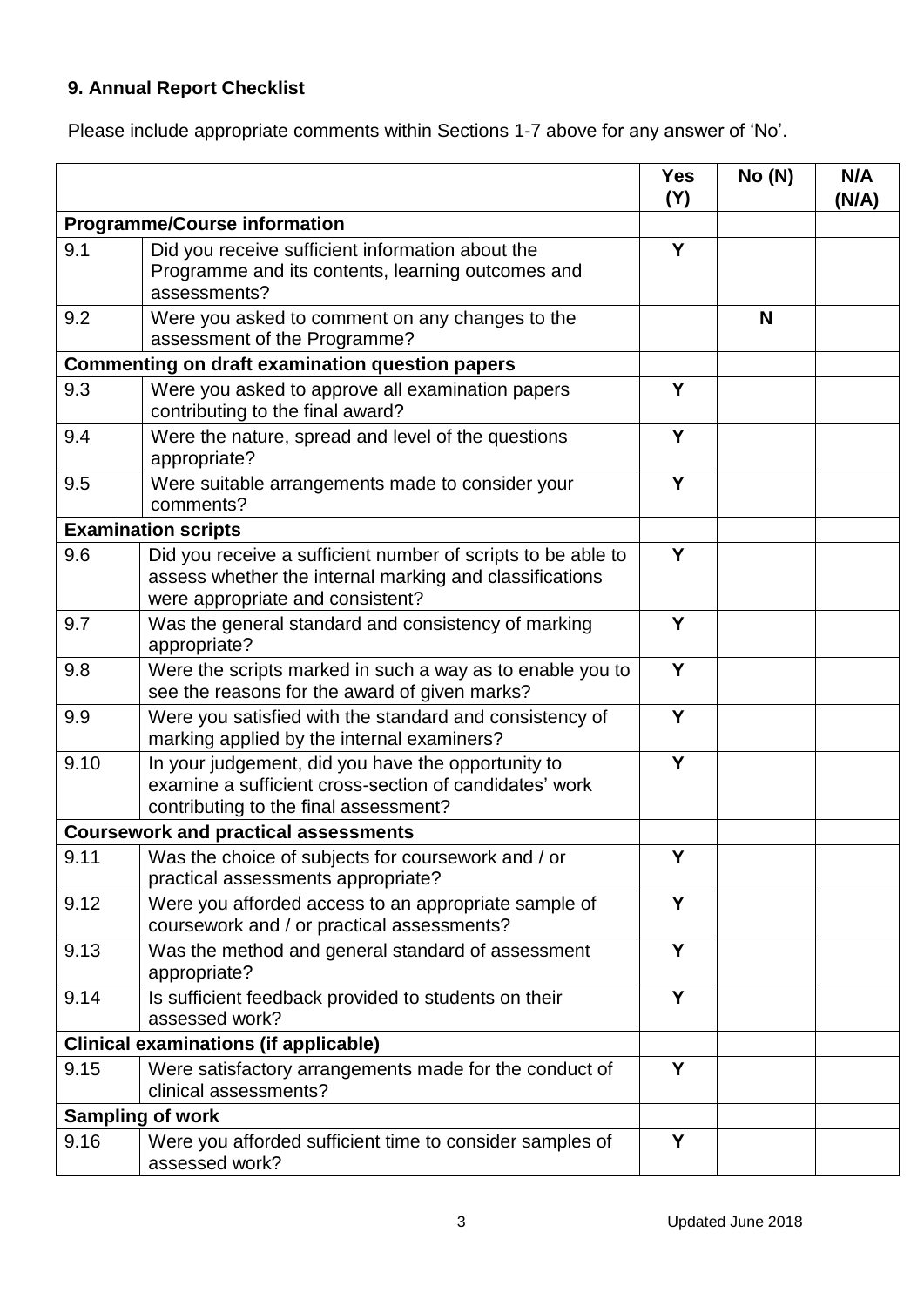## 9. Annual Report Checklist

Please include appropriate comments within Sections 1-7 above for any answer of 'No'.

| | | Yes (Y) | No (N) | N/A (N/A) |
|---|---|---|---|---|
| **Programme/Course information** | | | | |
| 9.1 | Did you receive sufficient information about the Programme and its contents, learning outcomes and assessments? | Y | | |
| 9.2 | Were you asked to comment on any changes to the assessment of the Programme? | | N | |
| **Commenting on draft examination question papers** | | | | |
| 9.3 | Were you asked to approve all examination papers contributing to the final award? | Y | | |
| 9.4 | Were the nature, spread and level of the questions appropriate? | Y | | |
| 9.5 | Were suitable arrangements made to consider your comments? | Y | | |
| **Examination scripts** | | | | |
| 9.6 | Did you receive a sufficient number of scripts to be able to assess whether the internal marking and classifications were appropriate and consistent? | Y | | |
| 9.7 | Was the general standard and consistency of marking appropriate? | Y | | |
| 9.8 | Were the scripts marked in such a way as to enable you to see the reasons for the award of given marks? | Y | | |
| 9.9 | Were you satisfied with the standard and consistency of marking applied by the internal examiners? | Y | | |
| 9.10 | In your judgement, did you have the opportunity to examine a sufficient cross-section of candidates' work contributing to the final assessment? | Y | | |
| **Coursework and practical assessments** | | | | |
| 9.11 | Was the choice of subjects for coursework and / or practical assessments appropriate? | Y | | |
| 9.12 | Were you afforded access to an appropriate sample of coursework and / or practical assessments? | Y | | |
| 9.13 | Was the method and general standard of assessment appropriate? | Y | | |
| 9.14 | Is sufficient feedback provided to students on their assessed work? | Y | | |
| **Clinical examinations (if applicable)** | | | | |
| 9.15 | Were satisfactory arrangements made for the conduct of clinical assessments? | Y | | |
| **Sampling of work** | | | | |
| 9.16 | Were you afforded sufficient time to consider samples of assessed work? | Y | | |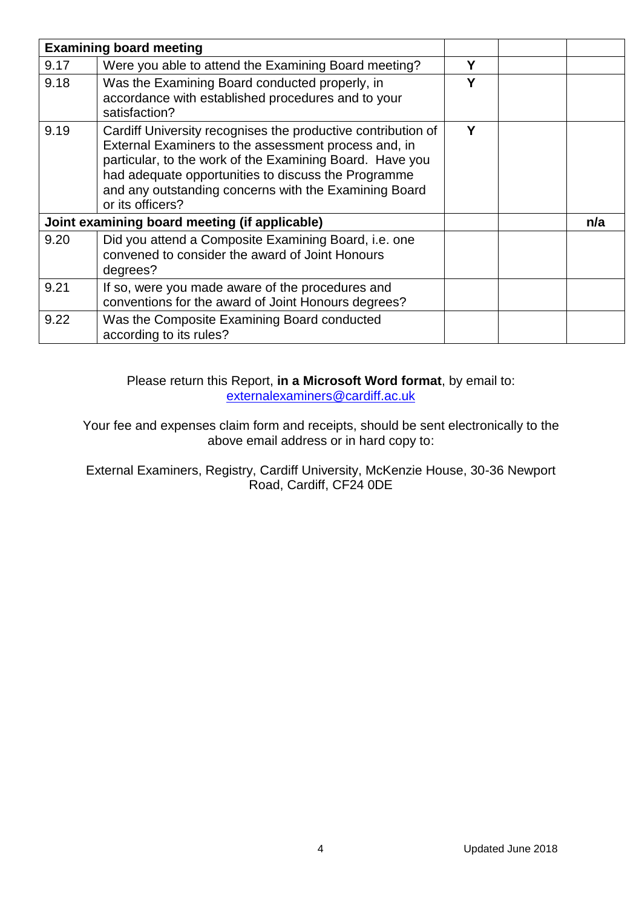| | | | | |
|---|---|---|---|---|
| **Examining board meeting** | | | | |
| 9.17 | Were you able to attend the Examining Board meeting? | Y | | |
| 9.18 | Was the Examining Board conducted properly, in accordance with established procedures and to your satisfaction? | Y | | |
| 9.19 | Cardiff University recognises the productive contribution of External Examiners to the assessment process and, in particular, to the work of the Examining Board. Have you had adequate opportunities to discuss the Programme and any outstanding concerns with the Examining Board or its officers? | Y | | |
| **Joint examining board meeting (if applicable)** | | | | n/a |
| 9.20 | Did you attend a Composite Examining Board, i.e. one convened to consider the award of Joint Honours degrees? | | | |
| 9.21 | If so, were you made aware of the procedures and conventions for the award of Joint Honours degrees? | | | |
| 9.22 | Was the Composite Examining Board conducted according to its rules? | | | |

Please return this Report, **in a Microsoft Word format**, by email to: externalexaminers@cardiff.ac.uk

Your fee and expenses claim form and receipts, should be sent electronically to the above email address or in hard copy to:

External Examiners, Registry, Cardiff University, McKenzie House, 30-36 Newport Road, Cardiff, CF24 0DE

Updated June 2018